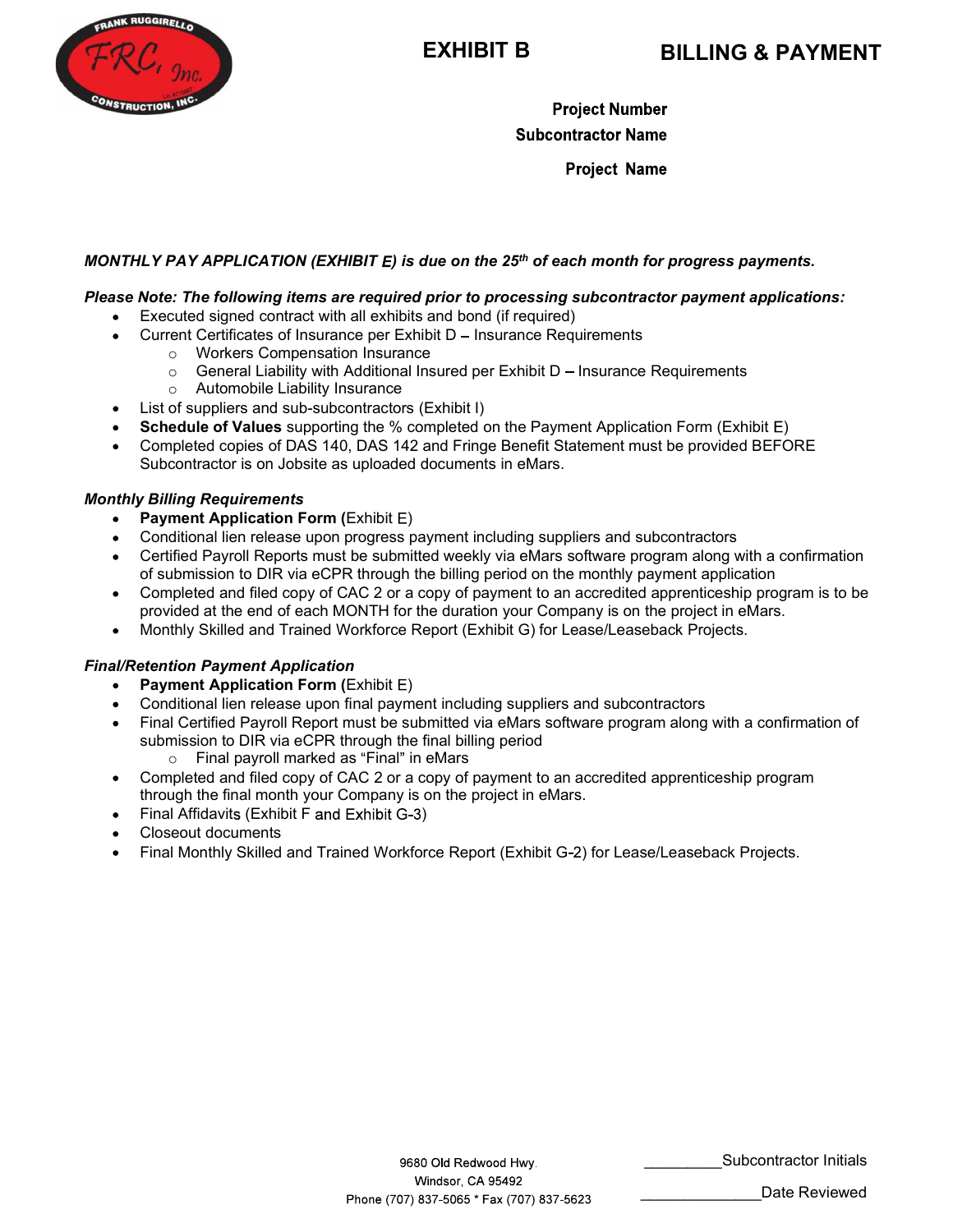# EXHIBIT B

# BILLING & PAYMENT

**Project Number**

**Subcontractor Name**

**Project Name**

***MONTHLY PAY APPLICATION (EXHIBIT E) is due on the 25th of each month for progress payments.***

***Please Note: The following items are required prior to processing subcontractor payment applications:***

- Executed signed contract with all exhibits and bond (if required)
- Current Certificates of Insurance per Exhibit D – Insurance Requirements
    - Workers Compensation Insurance
    - General Liability with Additional Insured per Exhibit D – Insurance Requirements
    - Automobile Liability Insurance
- List of suppliers and sub-subcontractors (Exhibit I)
- **Schedule of Values** supporting the % completed on the Payment Application Form (Exhibit E)
- Completed copies of DAS 140, DAS 142 and Fringe Benefit Statement must be provided BEFORE Subcontractor is on Jobsite as uploaded documents in eMars.

***Monthly Billing Requirements***

- **Payment Application Form (**Exhibit E)
- Conditional lien release upon progress payment including suppliers and subcontractors
- Certified Payroll Reports must be submitted weekly via eMars software program along with a confirmation of submission to DIR via eCPR through the billing period on the monthly payment application
- Completed and filed copy of CAC 2 or a copy of payment to an accredited apprenticeship program is to be provided at the end of each MONTH for the duration your Company is on the project in eMars.
- Monthly Skilled and Trained Workforce Report (Exhibit G) for Lease/Leaseback Projects.

***Final/Retention Payment Application***

- **Payment Application Form (**Exhibit E)
- Conditional lien release upon final payment including suppliers and subcontractors
- Final Certified Payroll Report must be submitted via eMars software program along with a confirmation of submission to DIR via eCPR through the final billing period
    - Final payroll marked as "Final" in eMars
- Completed and filed copy of CAC 2 or a copy of payment to an accredited apprenticeship program through the final month your Company is on the project in eMars.
- Final Affidavits (Exhibit F and Exhibit G-3)
- Closeout documents
- Final Monthly Skilled and Trained Workforce Report (Exhibit G-2) for Lease/Leaseback Projects.

9680 Old Redwood Hwy.
Windsor, CA 95492
Phone (707) 837-5065 * Fax (707) 837-5623

_________Subcontractor Initials

______________Date Reviewed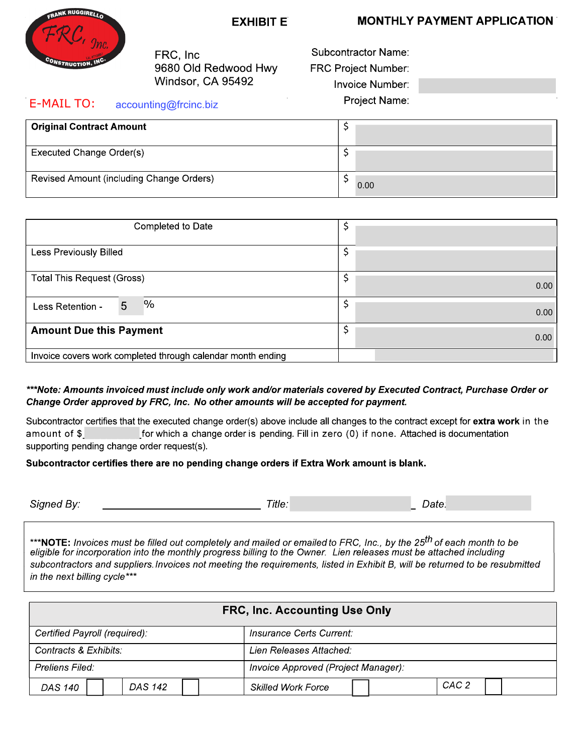FRANK RUGGIRELLO FRC, Inc. CONSTRUCTION, INC.

# EXHIBIT E

# MONTHLY PAYMENT APPLICATION

FRC, Inc
9680 Old Redwood Hwy
Windsor, CA 95492

Subcontractor Name:
FRC Project Number:
Invoice Number:
Project Name:

E-MAIL TO: accounting@frcinc.biz

| | | |
|---|---|---|
| **Original Contract Amount** | $ | |
| Executed Change Order(s) | $ | |
| Revised Amount (including Change Orders) | $ | 0.00 |

| | | |
|---|---|---|
| Completed to Date | $ | |
| Less Previously Billed | $ | |
| Total This Request (Gross) | $ | 0.00 |
| Less Retention - 5 % | $ | 0.00 |
| **Amount Due this Payment** | $ | 0.00 |
| Invoice covers work completed through calendar month ending | | |

***Note: Amounts invoiced must include only work and/or materials covered by Executed Contract, Purchase Order or Change Order approved by FRC, Inc. No other amounts will be accepted for payment.***

Subcontractor certifies that the executed change order(s) above include all changes to the contract except for **extra work** in the amount of $\_\_\_\_\_\_\_\_\_\_ for which a change order is pending. Fill in zero (0) if none. Attached is documentation supporting pending change order request(s).

**Subcontractor certifies there are no pending change orders if Extra Work amount is blank.**

*Signed By:* \_\_\_\_\_\_\_\_\_\_\_\_\_\_\_\_\_\_\_\_\_\_\_\_ *Title:* \_\_\_\_\_\_\_\_\_\_\_\_\_\_\_\_ *Date:* \_\_\_\_\_\_\_\_\_\_

***NOTE:** *Invoices must be filled out completely and mailed or emailed to FRC, Inc., by the 25th of each month to be eligible for incorporation into the monthly progress billing to the Owner. Lien releases must be attached including subcontractors and suppliers. Invoices not meeting the requirements, listed in Exhibit B, will be returned to be resubmitted in the next billing cycle****

| FRC, Inc. Accounting Use Only | | | |
|---|---|---|---|
| *Certified Payroll (required):* | | *Insurance Certs Current:* | |
| *Contracts & Exhibits:* | | *Lien Releases Attached:* | |
| *Preliens Filed:* | | *Invoice Approved (Project Manager):* | |
| *DAS 140* ☐ | *DAS 142* ☐ | *Skilled Work Force* ☐ | *CAC 2* ☐ |